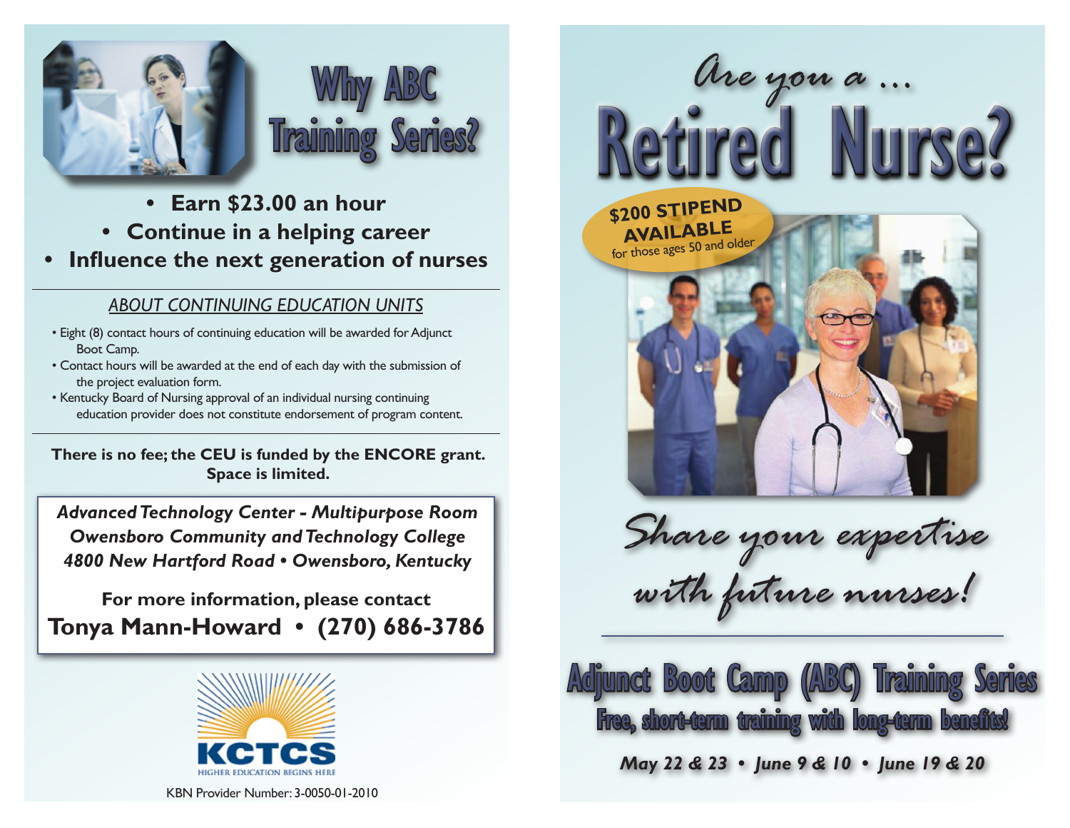# Why ABC Training Series?

- **Earn $23.00 an hour**
- **Continue in a helping career**
- **Influence the next generation of nurses**

## *ABOUT CONTINUING EDUCATION UNITS*

- Eight (8) contact hours of continuing education will be awarded for Adjunct Boot Camp.
- Contact hours will be awarded at the end of each day with the submission of the project evaluation form.
- Kentucky Board of Nursing approval of an individual nursing continuing education provider does not constitute endorsement of program content.

**There is no fee; the CEU is funded by the ENCORE grant. Space is limited.**

***Advanced Technology Center - Multipurpose Room***
***Owensboro Community and Technology College***
***4800 New Hartford Road • Owensboro, Kentucky***

**For more information, please contact**
**Tonya Mann-Howard • (270) 686-3786**

KCTCS
HIGHER EDUCATION BEGINS HERE

KBN Provider Number: 3-0050-01-2010

*Are you a ...*

# Retired Nurse?

**$200 STIPEND AVAILABLE**
for those ages 50 and older

*Share your expertise with future nurses!*

## Adjunct Boot Camp (ABC) Training Series

**Free, short-term training with long-term benefits!**

***May 22 & 23 • June 9 & 10 • June 19 & 20***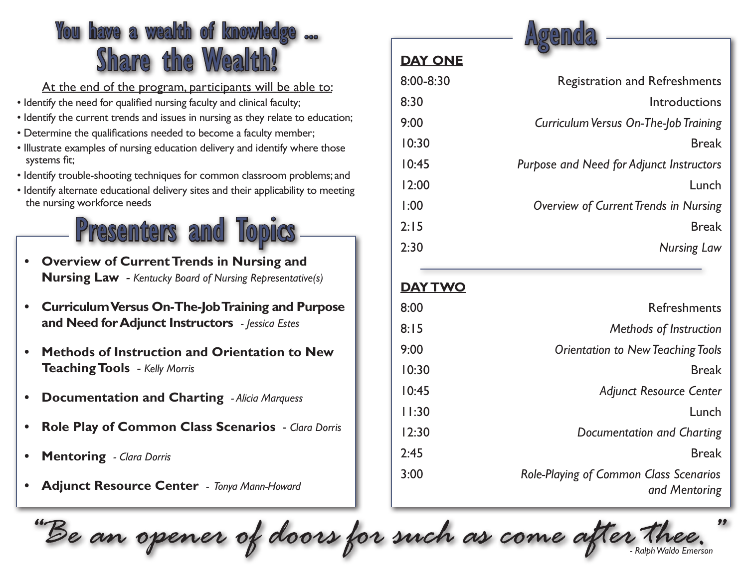# You have a wealth of knowledge ...
# Share the Wealth!

At the end of the program, participants will be able to:

- Identify the need for qualified nursing faculty and clinical faculty;
- Identify the current trends and issues in nursing as they relate to education;
- Determine the qualifications needed to become a faculty member;
- Illustrate examples of nursing education delivery and identify where those systems fit;
- Identify trouble-shooting techniques for common classroom problems; and
- Identify alternate educational delivery sites and their applicability to meeting the nursing workforce needs

# Presenters and Topics

- **Overview of Current Trends in Nursing and Nursing Law** - *Kentucky Board of Nursing Representative(s)*
- **Curriculum Versus On-The-Job Training and Purpose and Need for Adjunct Instructors** - *Jessica Estes*
- **Methods of Instruction and Orientation to New Teaching Tools** - *Kelly Morris*
- **Documentation and Charting** - *Alicia Marquess*
- **Role Play of Common Class Scenarios** - *Clara Dorris*
- **Mentoring** - *Clara Dorris*
- **Adjunct Resource Center** - *Tonya Mann-Howard*

# Agenda

## DAY ONE

| | |
|---|---|
| 8:00-8:30 | Registration and Refreshments |
| 8:30 | Introductions |
| 9:00 | *Curriculum Versus On-The-Job Training* |
| 10:30 | Break |
| 10:45 | *Purpose and Need for Adjunct Instructors* |
| 12:00 | Lunch |
| 1:00 | *Overview of Current Trends in Nursing* |
| 2:15 | Break |
| 2:30 | *Nursing Law* |

## DAY TWO

| | |
|---|---|
| 8:00 | Refreshments |
| 8:15 | *Methods of Instruction* |
| 9:00 | *Orientation to New Teaching Tools* |
| 10:30 | Break |
| 10:45 | *Adjunct Resource Center* |
| 11:30 | Lunch |
| 12:30 | *Documentation and Charting* |
| 2:45 | Break |
| 3:00 | *Role-Playing of Common Class Scenarios and Mentoring* |

*"Be an opener of doors for such as come after thee."*
*- Ralph Waldo Emerson*